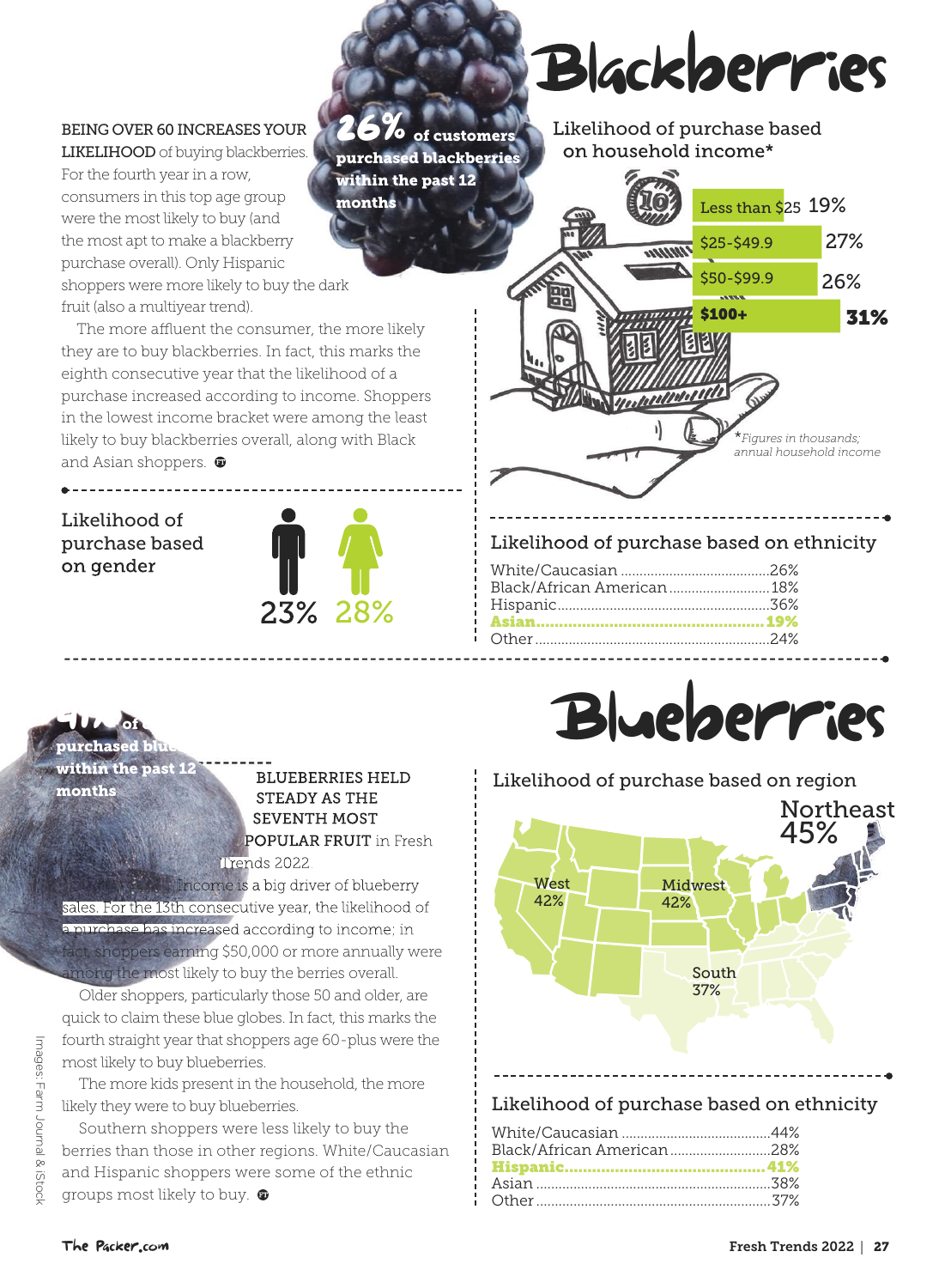# Blackberries

**26% of customers purchased blackberries within the past 12 months**

**BEING OVER 60 INCREASES YOUR LIKELIHOOD** of buying blackberries. For the fourth year in a row, consumers in this top age group were the most likely to buy (and the most apt to make a blackberry purchase overall). Only Hispanic shoppers were more likely to buy the dark fruit (also a multiyear trend).

The more affluent the consumer, the more likely they are to buy blackberries. In fact, this marks the eighth consecutive year that the likelihood of a purchase increased according to income. Shoppers in the lowest income bracket were among the least likely to buy blackberries overall, along with Black and Asian shoppers.

## Likelihood of purchase based on household income*

| Income | Likelihood |
|---|---|
| Less than $25 | 19% |
| $25-$49.9 | 27% |
| $50-$99.9 | 26% |
| **$100+** | **31%** |

*\*Figures in thousands; annual household income*

## Likelihood of purchase based on gender

| Male | Female |
|---|---|
| 23% | 28% |

## Likelihood of purchase based on ethnicity

| Ethnicity | Likelihood |
|---|---|
| White/Caucasian | 26% |
| Black/African American | 18% |
| Hispanic | 36% |
| **Asian** | **19%** |
| Other | 24% |

# Blueberries

**41% of customers purchased blueberries within the past 12 months**

**BLUEBERRIES HELD STEADY AS THE SEVENTH MOST POPULAR FRUIT** in Fresh Trends 2022.

Income is a big driver of blueberry sales. For the 13th consecutive year, the likelihood of a purchase has increased according to income; in fact, shoppers earning $50,000 or more annually were among the most likely to buy the berries overall.

Older shoppers, particularly those 50 and older, are quick to claim these blue globes. In fact, this marks the fourth straight year that shoppers age 60-plus were the most likely to buy blueberries.

The more kids present in the household, the more likely they were to buy blueberries.

Southern shoppers were less likely to buy the berries than those in other regions. White/Caucasian and Hispanic shoppers were some of the ethnic groups most likely to buy.

## Likelihood of purchase based on region

| Region | Likelihood |
|---|---|
| Northeast | 45% |
| West | 42% |
| Midwest | 42% |
| South | 37% |

## Likelihood of purchase based on ethnicity

| Ethnicity | Likelihood |
|---|---|
| White/Caucasian | 44% |
| Black/African American | 28% |
| **Hispanic** | **41%** |
| Asian | 38% |
| Other | 37% |

Images: Farm Journal & iStock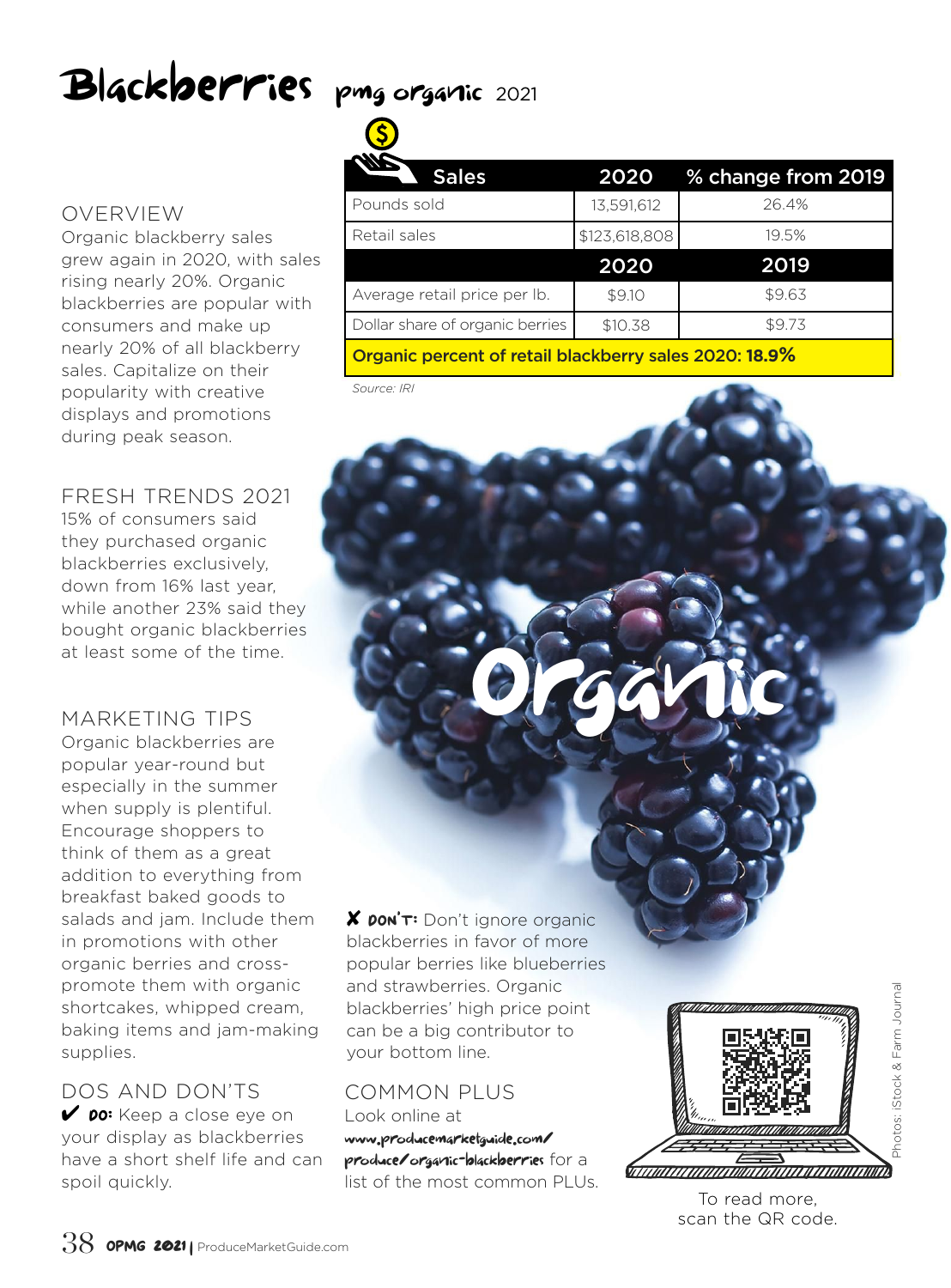# Blackberries pmg organic 2021

| Sales | 2020 | % change from 2019 |
| --- | --- | --- |
| Pounds sold | 13,591,612 | 26.4% |
| Retail sales | $123,618,808 | 19.5% |
| | **2020** | **2019** |
| Average retail price per lb. | $9.10 | $9.63 |
| Dollar share of organic berries | $10.38 | $9.73 |
| **Organic percent of retail blackberry sales 2020: 18.9%** | | |

*Source: IRI*

## OVERVIEW

Organic blackberry sales grew again in 2020, with sales rising nearly 20%. Organic blackberries are popular with consumers and make up nearly 20% of all blackberry sales. Capitalize on their popularity with creative displays and promotions during peak season.

## FRESH TRENDS 2021

15% of consumers said they purchased organic blackberries exclusively, down from 16% last year, while another 23% said they bought organic blackberries at least some of the time.

## MARKETING TIPS

Organic blackberries are popular year-round but especially in the summer when supply is plentiful. Encourage shoppers to think of them as a great addition to everything from breakfast baked goods to salads and jam. Include them in promotions with other organic berries and cross-promote them with organic shortcakes, whipped cream, baking items and jam-making supplies.

## DOS AND DON'TS

✔ **DO:** Keep a close eye on your display as blackberries have a short shelf life and can spoil quickly.

✘ **DON'T:** Don't ignore organic blackberries in favor of more popular berries like blueberries and strawberries. Organic blackberries' high price point can be a big contributor to your bottom line.

## COMMON PLUS

Look online at **www.producemarketguide.com/produce/organic-blackberries** for a list of the most common PLUs.

To read more, scan the QR code.

Photos: iStock & Farm Journal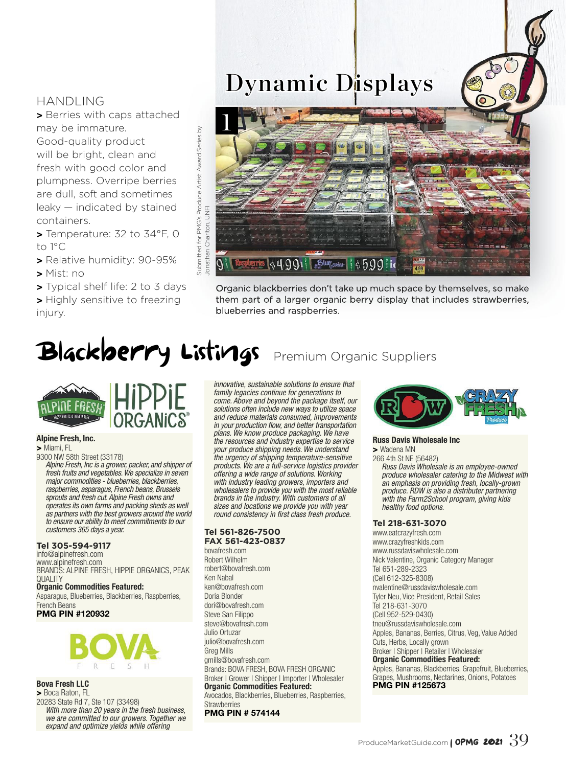## HANDLING

> Berries with caps attached may be immature. Good-quality product will be bright, clean and fresh with good color and plumpness. Overripe berries are dull, soft and sometimes leaky — indicated by stained containers.

> Temperature: 32 to 34°F, 0 to 1°C

> Relative humidity: 90-95%

> Mist: no

> Typical shelf life: 2 to 3 days

> Highly sensitive to freezing injury.

# Dynamic Displays

Submitted for PMG's Produce Artist Award Series by Jonathan Charlton, UNFI

Organic blackberries don't take up much space by themselves, so make them part of a larger organic berry display that includes strawberries, blueberries and raspberries.

# Blackberry Listings

Premium Organic Suppliers

**Alpine Fresh, Inc.**
> Miami, FL
9300 NW 58th Street (33178)

*Alpine Fresh, Inc is a grower, packer, and shipper of fresh fruits and vegetables. We specialize in seven major commodities - blueberries, blackberries, raspberries, asparagus, French beans, Brussels sprouts and fresh cut. Alpine Fresh owns and operates its own farms and packing sheds as well as partners with the best growers around the world to ensure our ability to meet commitments to our customers 365 days a year.*

**Tel 305-594-9117**
info@alpinefresh.com
www.alpinefresh.com
BRANDS: ALPINE FRESH, HIPPIE ORGANICS, PEAK QUALITY
**Organic Commodities Featured:**
Asparagus, Blueberries, Blackberries, Raspberries, French Beans
**PMG PIN #120932**

**Bova Fresh LLC**
> Boca Raton, FL
20283 State Rd 7, Ste 107 (33498)

*With more than 20 years in the fresh business, we are committed to our growers. Together we expand and optimize yields while offering innovative, sustainable solutions to ensure that family legacies continue for generations to come. Above and beyond the package itself, our solutions often include new ways to utilize space and reduce materials consumed, improvements in your production flow, and better transportation plans. We know produce packaging. We have the resources and industry expertise to service your produce shipping needs. We understand the urgency of shipping temperature-sensitive products. We are a full-service logistics provider offering a wide range of solutions. Working with industry leading growers, importers and wholesalers to provide you with the most reliable brands in the industry. With customers of all sizes and locations we provide you with year round consistency in first class fresh produce.*

**Tel 561-826-7500**
**FAX 561-423-0837**
bovafresh.com
Robert Wilhelm
robert@bovafresh.com
Ken Nabal
ken@bovafresh.com
Doria Blonder
dori@bovafresh.com
Steve San Filippo
steve@bovafresh.com
Julio Ortuzar
julio@bovafresh.com
Greg Mills
gmills@bovafresh.com
Brands: BOVA FRESH, BOVA FRESH ORGANIC
Broker | Grower | Shipper | Wholesaler
**Organic Commodities Featured:**
Avocados, Blackberries, Blueberries, Raspberries, Strawberries
**PMG PIN # 574144**

**Russ Davis Wholesale Inc**
> Wadena MN
266 4th St NE (56482)

*Russ Davis Wholesale is an employee-owned produce wholesaler catering to the Midwest with an emphasis on providing fresh, locally-grown produce. RDW is also a distributer partnering with the Farm2School program, giving kids healthy food options.*

**Tel 218-631-3070**
www.eatcrazyfresh.com
www.crazyfreshkids.com
www.russdaviswholesale.com
Nick Valentine, Organic Category Manager
Tel 651-289-2323
(Cell 612-325-8308)
nvalentine@russdaviswholesale.com
Tyler Neu, Vice President, Retail Sales
Tel 218-631-3070
(Cell 952-529-0430)
tneu@russdaviswholesale.com
Apples, Bananas, Berries, Citrus, Veg, Value Added Cuts, Herbs, Locally grown
Broker | Shipper | Retailer | Wholesaler
**Organic Commodities Featured:**
Apples, Bananas, Blackberries, Grapefruit, Blueberries, Grapes, Mushrooms, Nectarines, Onions, Potatoes
**PMG PIN #125673**